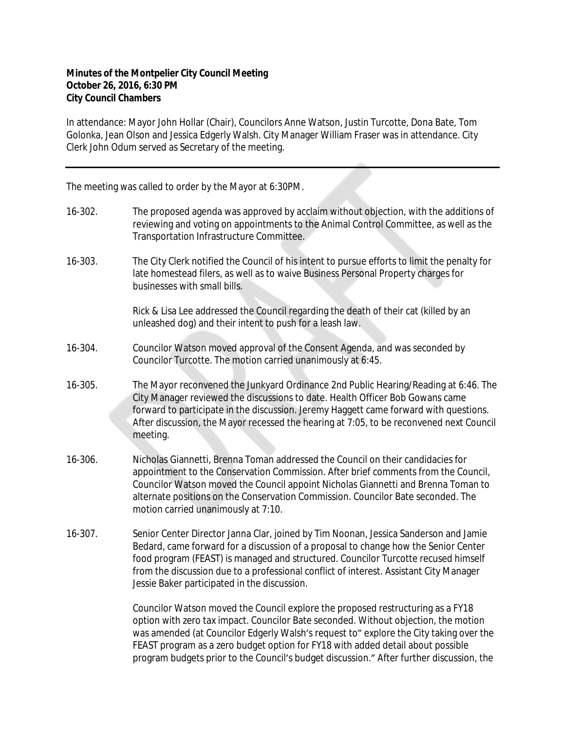**Minutes of the Montpelier City Council Meeting**
**October 26, 2016, 6:30 PM**
**City Council Chambers**

In attendance: Mayor John Hollar (Chair), Councilors Anne Watson, Justin Turcotte, Dona Bate, Tom Golonka, Jean Olson and Jessica Edgerly Walsh. City Manager William Fraser was in attendance. City Clerk John Odum served as Secretary of the meeting.

---

The meeting was called to order by the Mayor at 6:30PM.

16-302. The proposed agenda was approved by acclaim without objection, with the additions of reviewing and voting on appointments to the Animal Control Committee, as well as the Transportation Infrastructure Committee.

16-303. The City Clerk notified the Council of his intent to pursue efforts to limit the penalty for late homestead filers, as well as to waive Business Personal Property charges for businesses with small bills.

Rick & Lisa Lee addressed the Council regarding the death of their cat (killed by an unleashed dog) and their intent to push for a leash law.

16-304. Councilor Watson moved approval of the Consent Agenda, and was seconded by Councilor Turcotte. The motion carried unanimously at 6:45.

16-305. The Mayor reconvened the Junkyard Ordinance 2nd Public Hearing/Reading at 6:46. The City Manager reviewed the discussions to date. Health Officer Bob Gowans came forward to participate in the discussion. Jeremy Haggett came forward with questions. After discussion, the Mayor recessed the hearing at 7:05, to be reconvened next Council meeting.

16-306. Nicholas Giannetti, Brenna Toman addressed the Council on their candidacies for appointment to the Conservation Commission. After brief comments from the Council, Councilor Watson moved the Council appoint Nicholas Giannetti and Brenna Toman to alternate positions on the Conservation Commission. Councilor Bate seconded. The motion carried unanimously at 7:10.

16-307. Senior Center Director Janna Clar, joined by Tim Noonan, Jessica Sanderson and Jamie Bedard, came forward for a discussion of a proposal to change how the Senior Center food program (FEAST) is managed and structured. Councilor Turcotte recused himself from the discussion due to a professional conflict of interest. Assistant City Manager Jessie Baker participated in the discussion.

Councilor Watson moved the Council explore the proposed restructuring as a FY18 option with zero tax impact. Councilor Bate seconded. Without objection, the motion was amended (at Councilor Edgerly Walsh's request to" explore the City taking over the FEAST program as a zero budget option for FY18 with added detail about possible program budgets prior to the Council's budget discussion." After further discussion, the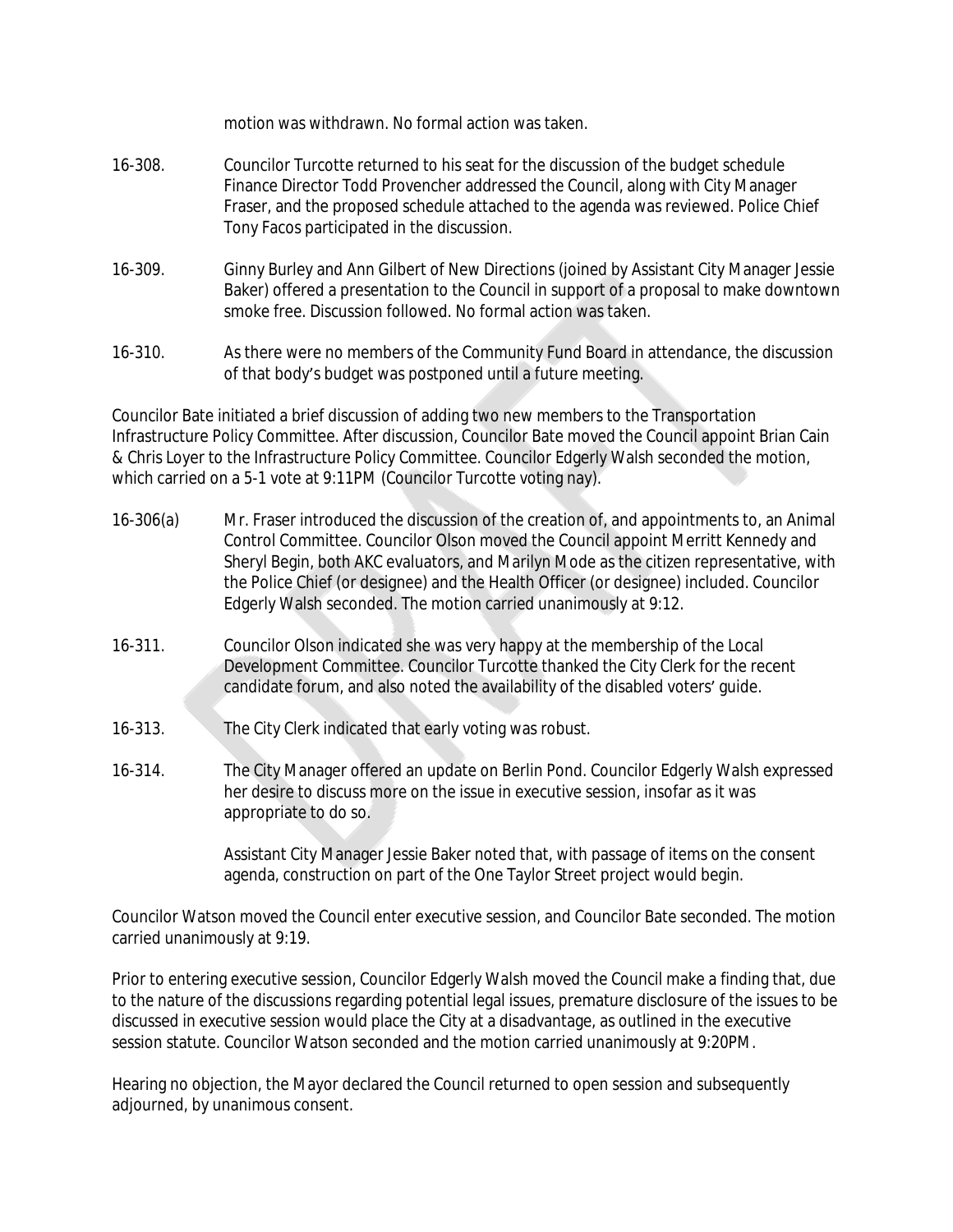motion was withdrawn. No formal action was taken.

16-308. Councilor Turcotte returned to his seat for the discussion of the budget schedule Finance Director Todd Provencher addressed the Council, along with City Manager Fraser, and the proposed schedule attached to the agenda was reviewed. Police Chief Tony Facos participated in the discussion.

16-309. Ginny Burley and Ann Gilbert of New Directions (joined by Assistant City Manager Jessie Baker) offered a presentation to the Council in support of a proposal to make downtown smoke free. Discussion followed. No formal action was taken.

16-310. As there were no members of the Community Fund Board in attendance, the discussion of that body's budget was postponed until a future meeting.

Councilor Bate initiated a brief discussion of adding two new members to the Transportation Infrastructure Policy Committee. After discussion, Councilor Bate moved the Council appoint Brian Cain & Chris Loyer to the Infrastructure Policy Committee. Councilor Edgerly Walsh seconded the motion, which carried on a 5-1 vote at 9:11PM (Councilor Turcotte voting nay).

16-306(a) Mr. Fraser introduced the discussion of the creation of, and appointments to, an Animal Control Committee. Councilor Olson moved the Council appoint Merritt Kennedy and Sheryl Begin, both AKC evaluators, and Marilyn Mode as the citizen representative, with the Police Chief (or designee) and the Health Officer (or designee) included. Councilor Edgerly Walsh seconded. The motion carried unanimously at 9:12.

16-311. Councilor Olson indicated she was very happy at the membership of the Local Development Committee. Councilor Turcotte thanked the City Clerk for the recent candidate forum, and also noted the availability of the disabled voters' guide.

16-313. The City Clerk indicated that early voting was robust.

16-314. The City Manager offered an update on Berlin Pond. Councilor Edgerly Walsh expressed her desire to discuss more on the issue in executive session, insofar as it was appropriate to do so.

Assistant City Manager Jessie Baker noted that, with passage of items on the consent agenda, construction on part of the One Taylor Street project would begin.

Councilor Watson moved the Council enter executive session, and Councilor Bate seconded. The motion carried unanimously at 9:19.

Prior to entering executive session, Councilor Edgerly Walsh moved the Council make a finding that, due to the nature of the discussions regarding potential legal issues, premature disclosure of the issues to be discussed in executive session would place the City at a disadvantage, as outlined in the executive session statute. Councilor Watson seconded and the motion carried unanimously at 9:20PM.

Hearing no objection, the Mayor declared the Council returned to open session and subsequently adjourned, by unanimous consent.